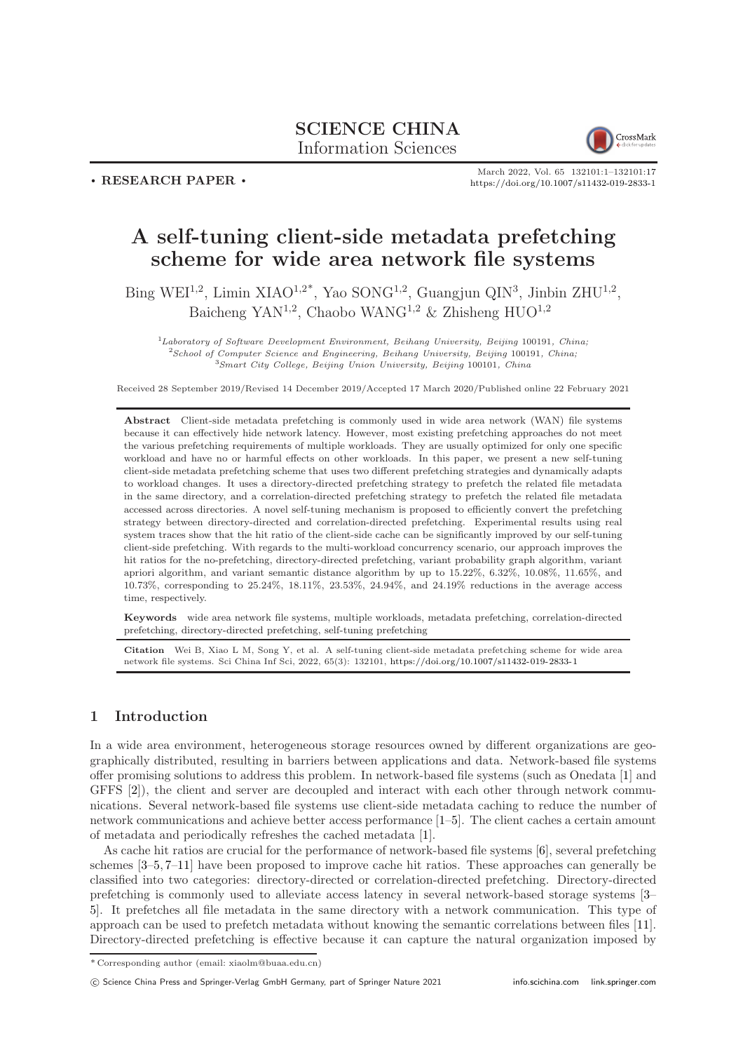SCIENCE CHINA
Information Sciences

• RESEARCH PAPER •

March 2022, Vol. 65 132101:1–132101:17
https://doi.org/10.1007/s11432-019-2833-1

# A self-tuning client-side metadata prefetching scheme for wide area network file systems

Bing WEI[1,2], Limin XIAO[1,2*], Yao SONG[1,2], Guangjun QIN[3], Jinbin ZHU[1,2], Baicheng YAN[1,2], Chaobo WANG[1,2] & Zhisheng HUO[1,2]

[1] *Laboratory of Software Development Environment, Beihang University, Beijing* 100191*, China;*
[2] *School of Computer Science and Engineering, Beihang University, Beijing* 100191*, China;*
[3] *Smart City College, Beijing Union University, Beijing* 100101*, China*

Received 28 September 2019/Revised 14 December 2019/Accepted 17 March 2020/Published online 22 February 2021

**Abstract** Client-side metadata prefetching is commonly used in wide area network (WAN) file systems because it can effectively hide network latency. However, most existing prefetching approaches do not meet the various prefetching requirements of multiple workloads. They are usually optimized for only one specific workload and have no or harmful effects on other workloads. In this paper, we present a new self-tuning client-side metadata prefetching scheme that uses two different prefetching strategies and dynamically adapts to workload changes. It uses a directory-directed prefetching strategy to prefetch the related file metadata in the same directory, and a correlation-directed prefetching strategy to prefetch the related file metadata accessed across directories. A novel self-tuning mechanism is proposed to efficiently convert the prefetching strategy between directory-directed and correlation-directed prefetching. Experimental results using real system traces show that the hit ratio of the client-side cache can be significantly improved by our self-tuning client-side prefetching. With regards to the multi-workload concurrency scenario, our approach improves the hit ratios for the no-prefetching, directory-directed prefetching, variant probability graph algorithm, variant apriori algorithm, and variant semantic distance algorithm by up to 15.22%, 6.32%, 10.08%, 11.65%, and 10.73%, corresponding to 25.24%, 18.11%, 23.53%, 24.94%, and 24.19% reductions in the average access time, respectively.

**Keywords** wide area network file systems, multiple workloads, metadata prefetching, correlation-directed prefetching, directory-directed prefetching, self-tuning prefetching

**Citation** Wei B, Xiao L M, Song Y, et al. A self-tuning client-side metadata prefetching scheme for wide area network file systems. Sci China Inf Sci, 2022, 65(3): 132101, https://doi.org/10.1007/s11432-019-2833-1

## 1 Introduction

In a wide area environment, heterogeneous storage resources owned by different organizations are geographically distributed, resulting in barriers between applications and data. Network-based file systems offer promising solutions to address this problem. In network-based file systems (such as Onedata [1] and GFFS [2]), the client and server are decoupled and interact with each other through network communications. Several network-based file systems use client-side metadata caching to reduce the number of network communications and achieve better access performance [1–5]. The client caches a certain amount of metadata and periodically refreshes the cached metadata [1].

As cache hit ratios are crucial for the performance of network-based file systems [6], several prefetching schemes [3–5, 7–11] have been proposed to improve cache hit ratios. These approaches can generally be classified into two categories: directory-directed or correlation-directed prefetching. Directory-directed prefetching is commonly used to alleviate access latency in several network-based storage systems [3–5]. It prefetches all file metadata in the same directory with a network communication. This type of approach can be used to prefetch metadata without knowing the semantic correlations between files [11]. Directory-directed prefetching is effective because it can capture the natural organization imposed by

\* Corresponding author (email: xiaolm@buaa.edu.cn)

© Science China Press and Springer-Verlag GmbH Germany, part of Springer Nature 2021 info.scichina.com link.springer.com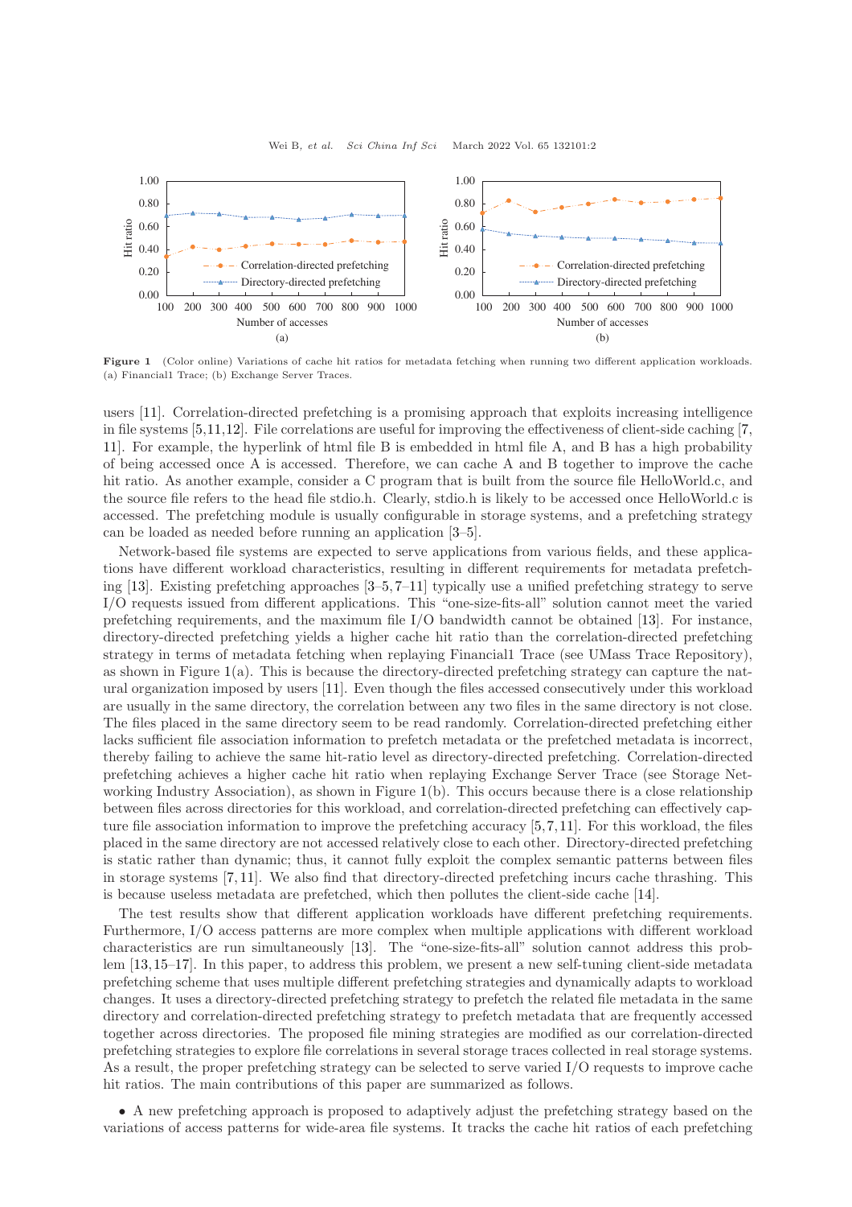Figure 1 (Color online) Variations of cache hit ratios for metadata fetching when running two different application workloads. (a) Financial1 Trace; (b) Exchange Server Traces.

users [11]. Correlation-directed prefetching is a promising approach that exploits increasing intelligence in file systems [5,11,12]. File correlations are useful for improving the effectiveness of client-side caching [7, 11]. For example, the hyperlink of html file B is embedded in html file A, and B has a high probability of being accessed once A is accessed. Therefore, we can cache A and B together to improve the cache hit ratio. As another example, consider a C program that is built from the source file HelloWorld.c, and the source file refers to the head file stdio.h. Clearly, stdio.h is likely to be accessed once HelloWorld.c is accessed. The prefetching module is usually configurable in storage systems, and a prefetching strategy can be loaded as needed before running an application [3–5].

Network-based file systems are expected to serve applications from various fields, and these applications have different workload characteristics, resulting in different requirements for metadata prefetching [13]. Existing prefetching approaches [3–5, 7–11] typically use a unified prefetching strategy to serve I/O requests issued from different applications. This "one-size-fits-all" solution cannot meet the varied prefetching requirements, and the maximum file I/O bandwidth cannot be obtained [13]. For instance, directory-directed prefetching yields a higher cache hit ratio than the correlation-directed prefetching strategy in terms of metadata fetching when replaying Financial1 Trace (see UMass Trace Repository), as shown in Figure 1(a). This is because the directory-directed prefetching strategy can capture the natural organization imposed by users [11]. Even though the files accessed consecutively under this workload are usually in the same directory, the correlation between any two files in the same directory is not close. The files placed in the same directory seem to be read randomly. Correlation-directed prefetching either lacks sufficient file association information to prefetch metadata or the prefetched metadata is incorrect, thereby failing to achieve the same hit-ratio level as directory-directed prefetching. Correlation-directed prefetching achieves a higher cache hit ratio when replaying Exchange Server Trace (see Storage Networking Industry Association), as shown in Figure 1(b). This occurs because there is a close relationship between files across directories for this workload, and correlation-directed prefetching can effectively capture file association information to improve the prefetching accuracy [5, 7, 11]. For this workload, the files placed in the same directory are not accessed relatively close to each other. Directory-directed prefetching is static rather than dynamic; thus, it cannot fully exploit the complex semantic patterns between files in storage systems [7, 11]. We also find that directory-directed prefetching incurs cache thrashing. This is because useless metadata are prefetched, which then pollutes the client-side cache [14].

The test results show that different application workloads have different prefetching requirements. Furthermore, I/O access patterns are more complex when multiple applications with different workload characteristics are run simultaneously [13]. The "one-size-fits-all" solution cannot address this problem [13, 15–17]. In this paper, to address this problem, we present a new self-tuning client-side metadata prefetching scheme that uses multiple different prefetching strategies and dynamically adapts to workload changes. It uses a directory-directed prefetching strategy to prefetch the related file metadata in the same directory and correlation-directed prefetching strategy to prefetch metadata that are frequently accessed together across directories. The proposed file mining strategies are modified as our correlation-directed prefetching strategies to explore file correlations in several storage traces collected in real storage systems. As a result, the proper prefetching strategy can be selected to serve varied I/O requests to improve cache hit ratios. The main contributions of this paper are summarized as follows.

- A new prefetching approach is proposed to adaptively adjust the prefetching strategy based on the variations of access patterns for wide-area file systems. It tracks the cache hit ratios of each prefetching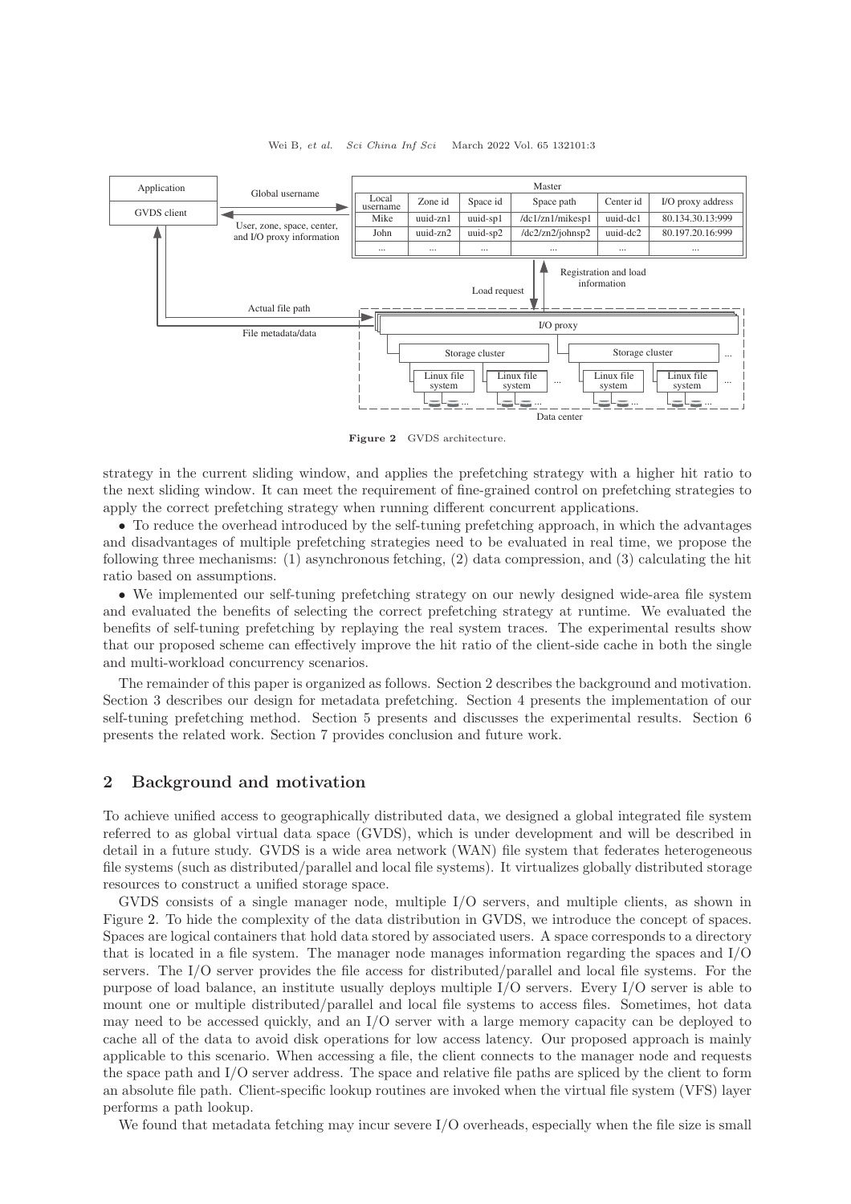Figure 2 GVDS architecture.

strategy in the current sliding window, and applies the prefetching strategy with a higher hit ratio to the next sliding window. It can meet the requirement of fine-grained control on prefetching strategies to apply the correct prefetching strategy when running different concurrent applications.

- To reduce the overhead introduced by the self-tuning prefetching approach, in which the advantages and disadvantages of multiple prefetching strategies need to be evaluated in real time, we propose the following three mechanisms: (1) asynchronous fetching, (2) data compression, and (3) calculating the hit ratio based on assumptions.
- We implemented our self-tuning prefetching strategy on our newly designed wide-area file system and evaluated the benefits of selecting the correct prefetching strategy at runtime. We evaluated the benefits of self-tuning prefetching by replaying the real system traces. The experimental results show that our proposed scheme can effectively improve the hit ratio of the client-side cache in both the single and multi-workload concurrency scenarios.

The remainder of this paper is organized as follows. Section 2 describes the background and motivation. Section 3 describes our design for metadata prefetching. Section 4 presents the implementation of our self-tuning prefetching method. Section 5 presents and discusses the experimental results. Section 6 presents the related work. Section 7 provides conclusion and future work.

## 2 Background and motivation

To achieve unified access to geographically distributed data, we designed a global integrated file system referred to as global virtual data space (GVDS), which is under development and will be described in detail in a future study. GVDS is a wide area network (WAN) file system that federates heterogeneous file systems (such as distributed/parallel and local file systems). It virtualizes globally distributed storage resources to construct a unified storage space.

GVDS consists of a single manager node, multiple I/O servers, and multiple clients, as shown in Figure 2. To hide the complexity of the data distribution in GVDS, we introduce the concept of spaces. Spaces are logical containers that hold data stored by associated users. A space corresponds to a directory that is located in a file system. The manager node manages information regarding the spaces and I/O servers. The I/O server provides the file access for distributed/parallel and local file systems. For the purpose of load balance, an institute usually deploys multiple I/O servers. Every I/O server is able to mount one or multiple distributed/parallel and local file systems to access files. Sometimes, hot data may need to be accessed quickly, and an I/O server with a large memory capacity can be deployed to cache all of the data to avoid disk operations for low access latency. Our proposed approach is mainly applicable to this scenario. When accessing a file, the client connects to the manager node and requests the space path and I/O server address. The space and relative file paths are spliced by the client to form an absolute file path. Client-specific lookup routines are invoked when the virtual file system (VFS) layer performs a path lookup.

We found that metadata fetching may incur severe I/O overheads, especially when the file size is small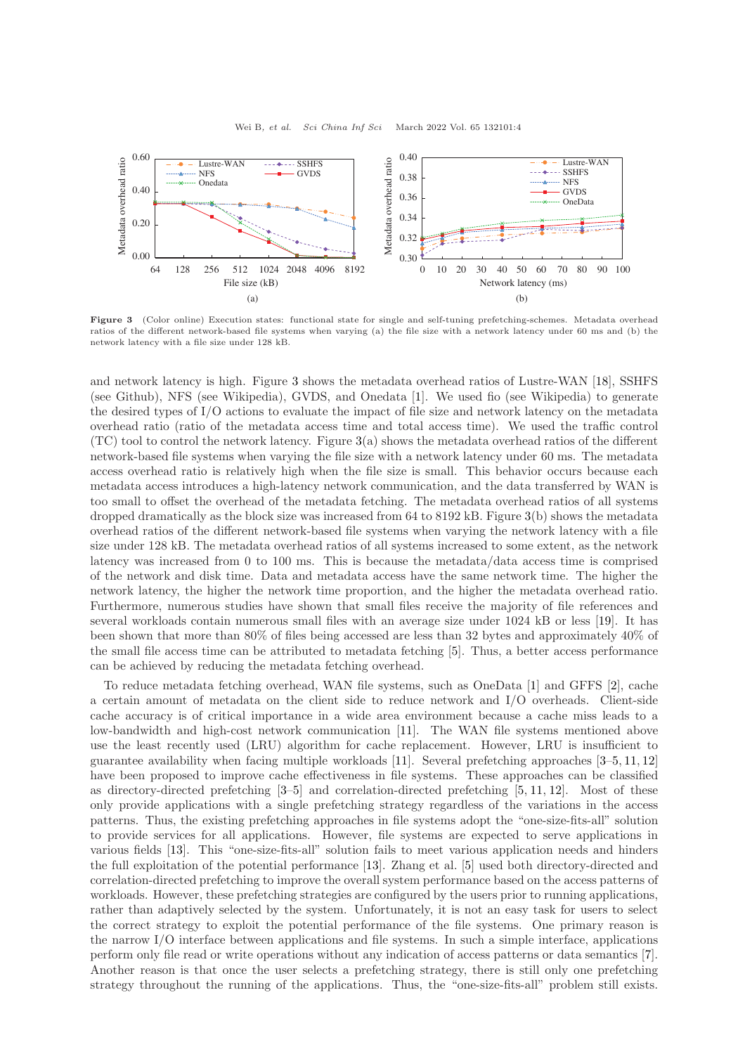Figure 3 (Color online) Execution states: functional state for single and self-tuning prefetching-schemes. Metadata overhead ratios of the different network-based file systems when varying (a) the file size with a network latency under 60 ms and (b) the network latency with a file size under 128 kB.

and network latency is high. Figure 3 shows the metadata overhead ratios of Lustre-WAN [18], SSHFS (see Github), NFS (see Wikipedia), GVDS, and Onedata [1]. We used fio (see Wikipedia) to generate the desired types of I/O actions to evaluate the impact of file size and network latency on the metadata overhead ratio (ratio of the metadata access time and total access time). We used the traffic control (TC) tool to control the network latency. Figure 3(a) shows the metadata overhead ratios of the different network-based file systems when varying the file size with a network latency under 60 ms. The metadata access overhead ratio is relatively high when the file size is small. This behavior occurs because each metadata access introduces a high-latency network communication, and the data transferred by WAN is too small to offset the overhead of the metadata fetching. The metadata overhead ratios of all systems dropped dramatically as the block size was increased from 64 to 8192 kB. Figure 3(b) shows the metadata overhead ratios of the different network-based file systems when varying the network latency with a file size under 128 kB. The metadata overhead ratios of all systems increased to some extent, as the network latency was increased from 0 to 100 ms. This is because the metadata/data access time is comprised of the network and disk time. Data and metadata access have the same network time. The higher the network latency, the higher the network time proportion, and the higher the metadata overhead ratio. Furthermore, numerous studies have shown that small files receive the majority of file references and several workloads contain numerous small files with an average size under 1024 kB or less [19]. It has been shown that more than 80% of files being accessed are less than 32 bytes and approximately 40% of the small file access time can be attributed to metadata fetching [5]. Thus, a better access performance can be achieved by reducing the metadata fetching overhead.

To reduce metadata fetching overhead, WAN file systems, such as OneData [1] and GFFS [2], cache a certain amount of metadata on the client side to reduce network and I/O overheads. Client-side cache accuracy is of critical importance in a wide area environment because a cache miss leads to a low-bandwidth and high-cost network communication [11]. The WAN file systems mentioned above use the least recently used (LRU) algorithm for cache replacement. However, LRU is insufficient to guarantee availability when facing multiple workloads [11]. Several prefetching approaches [3–5, 11, 12] have been proposed to improve cache effectiveness in file systems. These approaches can be classified as directory-directed prefetching [3–5] and correlation-directed prefetching [5, 11, 12]. Most of these only provide applications with a single prefetching strategy regardless of the variations in the access patterns. Thus, the existing prefetching approaches in file systems adopt the "one-size-fits-all" solution to provide services for all applications. However, file systems are expected to serve applications in various fields [13]. This "one-size-fits-all" solution fails to meet various application needs and hinders the full exploitation of the potential performance [13]. Zhang et al. [5] used both directory-directed and correlation-directed prefetching to improve the overall system performance based on the access patterns of workloads. However, these prefetching strategies are configured by the users prior to running applications, rather than adaptively selected by the system. Unfortunately, it is not an easy task for users to select the correct strategy to exploit the potential performance of the file systems. One primary reason is the narrow I/O interface between applications and file systems. In such a simple interface, applications perform only file read or write operations without any indication of access patterns or data semantics [7]. Another reason is that once the user selects a prefetching strategy, there is still only one prefetching strategy throughout the running of the applications. Thus, the "one-size-fits-all" problem still exists.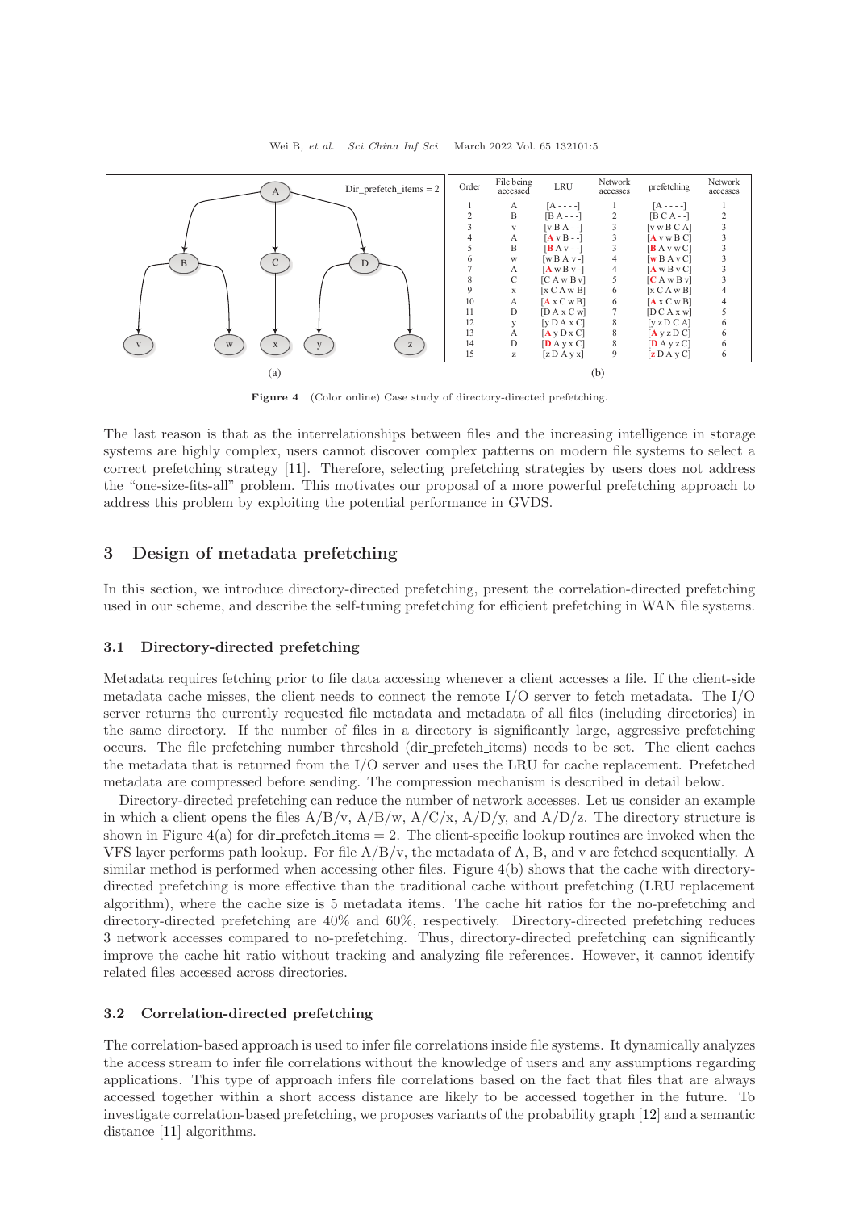| Order | File being accessed | LRU | Network accesses | prefetching | Network accesses |
|---|---|---|---|---|---|
| 1 | A | [A - - - -] | 1 | [A - - - -] | 1 |
| 2 | B | [B A - - -] | 2 | [B C A - -] | 2 |
| 3 | v | [v B A - -] | 3 | [v w B C A] | 3 |
| 4 | A | [A v B - -] | 3 | [A v w B C] | 3 |
| 5 | B | [B A v - -] | 3 | [B A v w C] | 3 |
| 6 | w | [w B A v -] | 4 | [w B A v C] | 3 |
| 7 | A | [A w B v -] | 4 | [A w B v C] | 3 |
| 8 | C | [C A w B v] | 5 | [C A w B v] | 3 |
| 9 | x | [x C A w B] | 6 | [x C A w B] | 4 |
| 10 | A | [A x C w B] | 6 | [A x C w B] | 4 |
| 11 | D | [D A x C w] | 7 | [D C A x w] | 5 |
| 12 | y | [y D A x C] | 8 | [y z D C A] | 6 |
| 13 | A | [A y D x C] | 8 | [A y z D C] | 6 |
| 14 | D | [D A y x C] | 8 | [D A y z C] | 6 |
| 15 | z | [z D A y x] | 9 | [z D A y C] | 6 |

(a) (b)

**Figure 4** (Color online) Case study of directory-directed prefetching.

The last reason is that as the interrelationships between files and the increasing intelligence in storage systems are highly complex, users cannot discover complex patterns on modern file systems to select a correct prefetching strategy [11]. Therefore, selecting prefetching strategies by users does not address the "one-size-fits-all" problem. This motivates our proposal of a more powerful prefetching approach to address this problem by exploiting the potential performance in GVDS.

## 3 Design of metadata prefetching

In this section, we introduce directory-directed prefetching, present the correlation-directed prefetching used in our scheme, and describe the self-tuning prefetching for efficient prefetching in WAN file systems.

### 3.1 Directory-directed prefetching

Metadata requires fetching prior to file data accessing whenever a client accesses a file. If the client-side metadata cache misses, the client needs to connect the remote I/O server to fetch metadata. The I/O server returns the currently requested file metadata and metadata of all files (including directories) in the same directory. If the number of files in a directory is significantly large, aggressive prefetching occurs. The file prefetching number threshold (dir_prefetch_items) needs to be set. The client caches the metadata that is returned from the I/O server and uses the LRU for cache replacement. Prefetched metadata are compressed before sending. The compression mechanism is described in detail below.

Directory-directed prefetching can reduce the number of network accesses. Let us consider an example in which a client opens the files A/B/v, A/B/w, A/C/x, A/D/y, and A/D/z. The directory structure is shown in Figure 4(a) for dir_prefetch_items = 2. The client-specific lookup routines are invoked when the VFS layer performs path lookup. For file A/B/v, the metadata of A, B, and v are fetched sequentially. A similar method is performed when accessing other files. Figure 4(b) shows that the cache with directory-directed prefetching is more effective than the traditional cache without prefetching (LRU replacement algorithm), where the cache size is 5 metadata items. The cache hit ratios for the no-prefetching and directory-directed prefetching are 40% and 60%, respectively. Directory-directed prefetching reduces 3 network accesses compared to no-prefetching. Thus, directory-directed prefetching can significantly improve the cache hit ratio without tracking and analyzing file references. However, it cannot identify related files accessed across directories.

### 3.2 Correlation-directed prefetching

The correlation-based approach is used to infer file correlations inside file systems. It dynamically analyzes the access stream to infer file correlations without the knowledge of users and any assumptions regarding applications. This type of approach infers file correlations based on the fact that files that are always accessed together within a short access distance are likely to be accessed together in the future. To investigate correlation-based prefetching, we proposes variants of the probability graph [12] and a semantic distance [11] algorithms.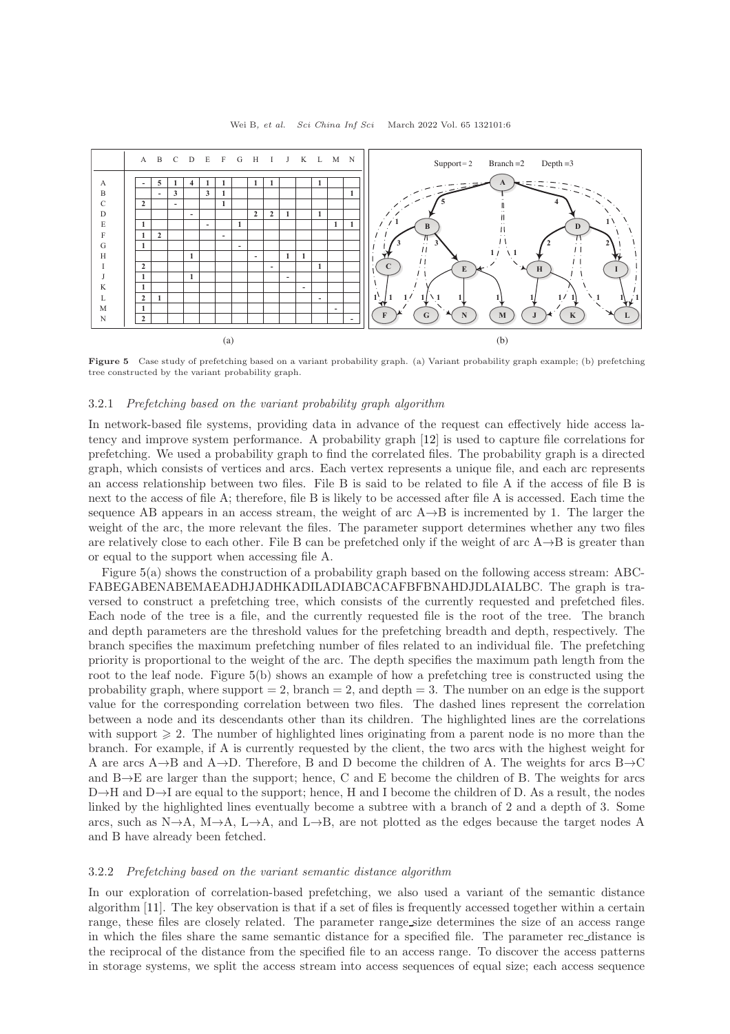Figure 5 Case study of prefetching based on a variant probability graph. (a) Variant probability graph example; (b) prefetching tree constructed by the variant probability graph.

#### 3.2.1 *Prefetching based on the variant probability graph algorithm*

In network-based file systems, providing data in advance of the request can effectively hide access latency and improve system performance. A probability graph [12] is used to capture file correlations for prefetching. We used a probability graph to find the correlated files. The probability graph is a directed graph, which consists of vertices and arcs. Each vertex represents a unique file, and each arc represents an access relationship between two files. File B is said to be related to file A if the access of file B is next to the access of file A; therefore, file B is likely to be accessed after file A is accessed. Each time the sequence AB appears in an access stream, the weight of arc A→B is incremented by 1. The larger the weight of the arc, the more relevant the files. The parameter support determines whether any two files are relatively close to each other. File B can be prefetched only if the weight of arc A→B is greater than or equal to the support when accessing file A.

Figure 5(a) shows the construction of a probability graph based on the following access stream: ABCFABEGABENABEMAEADHJADHKADILADIABCACAFBFBNAHDJDLAIALBC. The graph is traversed to construct a prefetching tree, which consists of the currently requested and prefetched files. Each node of the tree is a file, and the currently requested file is the root of the tree. The branch and depth parameters are the threshold values for the prefetching breadth and depth, respectively. The branch specifies the maximum prefetching number of files related to an individual file. The prefetching priority is proportional to the weight of the arc. The depth specifies the maximum path length from the root to the leaf node. Figure 5(b) shows an example of how a prefetching tree is constructed using the probability graph, where support = 2, branch = 2, and depth = 3. The number on an edge is the support value for the corresponding correlation between two files. The dashed lines represent the correlation between a node and its descendants other than its children. The highlighted lines are the correlations with support $\geqslant 2$. The number of highlighted lines originating from a parent node is no more than the branch. For example, if A is currently requested by the client, the two arcs with the highest weight for A are arcs A→B and A→D. Therefore, B and D become the children of A. The weights for arcs B→C and B→E are larger than the support; hence, C and E become the children of B. The weights for arcs D→H and D→I are equal to the support; hence, H and I become the children of D. As a result, the nodes linked by the highlighted lines eventually become a subtree with a branch of 2 and a depth of 3. Some arcs, such as N→A, M→A, L→A, and L→B, are not plotted as the edges because the target nodes A and B have already been fetched.

#### 3.2.2 *Prefetching based on the variant semantic distance algorithm*

In our exploration of correlation-based prefetching, we also used a variant of the semantic distance algorithm [11]. The key observation is that if a set of files is frequently accessed together within a certain range, these files are closely related. The parameter range_size determines the size of an access range in which the files share the same semantic distance for a specified file. The parameter rec_distance is the reciprocal of the distance from the specified file to an access range. To discover the access patterns in storage systems, we split the access stream into access sequences of equal size; each access sequence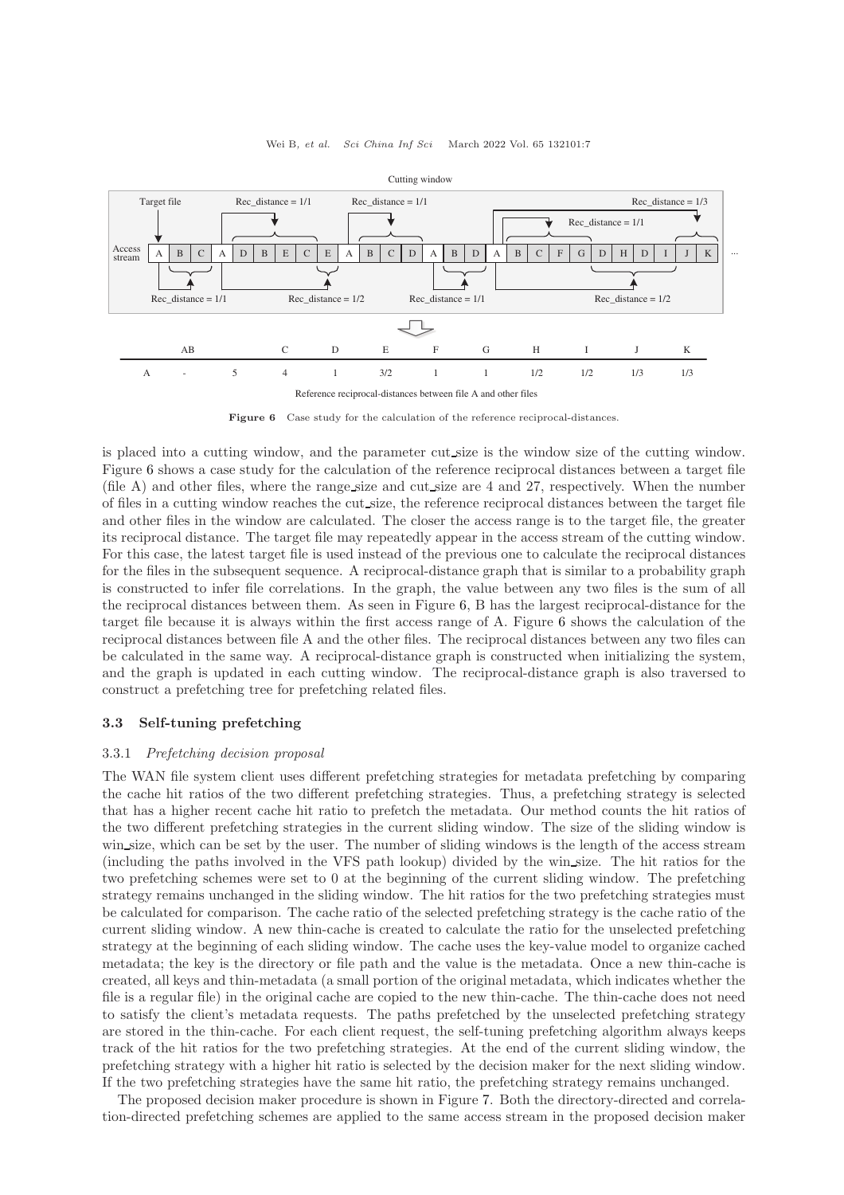Cutting window

| | AB | | C | D | E | F | G | H | I | J | K |
|---|---|---|---|---|---|---|---|---|---|---|---|
| A | - | 5 | 4 | 1 | 3/2 | 1 | 1 | 1/2 | 1/2 | 1/3 | 1/3 |

Reference reciprocal-distances between file A and other files

**Figure 6** Case study for the calculation of the reference reciprocal-distances.

is placed into a cutting window, and the parameter cut_size is the window size of the cutting window. Figure 6 shows a case study for the calculation of the reference reciprocal distances between a target file (file A) and other files, where the range_size and cut_size are 4 and 27, respectively. When the number of files in a cutting window reaches the cut_size, the reference reciprocal distances between the target file and other files in the window are calculated. The closer the access range is to the target file, the greater its reciprocal distance. The target file may repeatedly appear in the access stream of the cutting window. For this case, the latest target file is used instead of the previous one to calculate the reciprocal distances for the files in the subsequent sequence. A reciprocal-distance graph that is similar to a probability graph is constructed to infer file correlations. In the graph, the value between any two files is the sum of all the reciprocal distances between them. As seen in Figure 6, B has the largest reciprocal-distance for the target file because it is always within the first access range of A. Figure 6 shows the calculation of the reciprocal distances between file A and the other files. The reciprocal distances between any two files can be calculated in the same way. A reciprocal-distance graph is constructed when initializing the system, and the graph is updated in each cutting window. The reciprocal-distance graph is also traversed to construct a prefetching tree for prefetching related files.

### 3.3 Self-tuning prefetching

#### 3.3.1 *Prefetching decision proposal*

The WAN file system client uses different prefetching strategies for metadata prefetching by comparing the cache hit ratios of the two different prefetching strategies. Thus, a prefetching strategy is selected that has a higher recent cache hit ratio to prefetch the metadata. Our method counts the hit ratios of the two different prefetching strategies in the current sliding window. The size of the sliding window is win_size, which can be set by the user. The number of sliding windows is the length of the access stream (including the paths involved in the VFS path lookup) divided by the win_size. The hit ratios for the two prefetching schemes were set to 0 at the beginning of the current sliding window. The prefetching strategy remains unchanged in the sliding window. The hit ratios for the two prefetching strategies must be calculated for comparison. The cache ratio of the selected prefetching strategy is the cache ratio of the current sliding window. A new thin-cache is created to calculate the ratio for the unselected prefetching strategy at the beginning of each sliding window. The cache uses the key-value model to organize cached metadata; the key is the directory or file path and the value is the metadata. Once a new thin-cache is created, all keys and thin-metadata (a small portion of the original metadata, which indicates whether the file is a regular file) in the original cache are copied to the new thin-cache. The thin-cache does not need to satisfy the client's metadata requests. The paths prefetched by the unselected prefetching strategy are stored in the thin-cache. For each client request, the self-tuning prefetching algorithm always keeps track of the hit ratios for the two prefetching strategies. At the end of the current sliding window, the prefetching strategy with a higher hit ratio is selected by the decision maker for the next sliding window. If the two prefetching strategies have the same hit ratio, the prefetching strategy remains unchanged.

The proposed decision maker procedure is shown in Figure 7. Both the directory-directed and correlation-directed prefetching schemes are applied to the same access stream in the proposed decision maker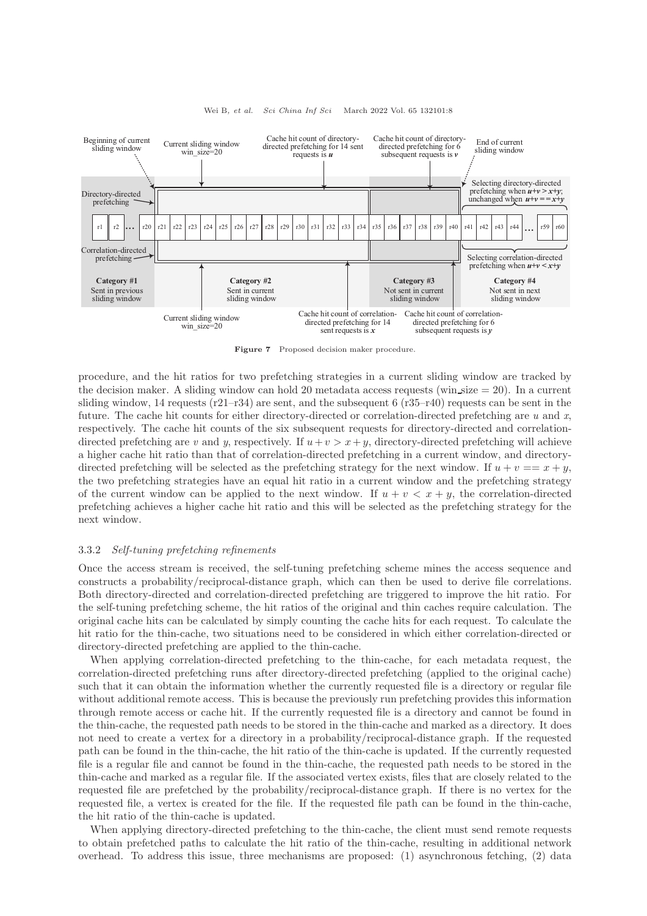**Figure 7** Proposed decision maker procedure.

procedure, and the hit ratios for two prefetching strategies in a current sliding window are tracked by the decision maker. A sliding window can hold 20 metadata access requests (win_size = 20). In a current sliding window, 14 requests (r21–r34) are sent, and the subsequent 6 (r35–r40) requests can be sent in the future. The cache hit counts for either directory-directed or correlation-directed prefetching are $u$ and $x$, respectively. The cache hit counts of the six subsequent requests for directory-directed and correlation-directed prefetching are $v$ and $y$, respectively. If $u + v > x + y$, directory-directed prefetching will achieve a higher cache hit ratio than that of correlation-directed prefetching in a current window, and directory-directed prefetching will be selected as the prefetching strategy for the next window. If $u + v == x + y$, the two prefetching strategies have an equal hit ratio in a current window and the prefetching strategy of the current window can be applied to the next window. If $u + v < x + y$, the correlation-directed prefetching achieves a higher cache hit ratio and this will be selected as the prefetching strategy for the next window.

#### 3.3.2 *Self-tuning prefetching refinements*

Once the access stream is received, the self-tuning prefetching scheme mines the access sequence and constructs a probability/reciprocal-distance graph, which can then be used to derive file correlations. Both directory-directed and correlation-directed prefetching are triggered to improve the hit ratio. For the self-tuning prefetching scheme, the hit ratios of the original and thin caches require calculation. The original cache hits can be calculated by simply counting the cache hits for each request. To calculate the hit ratio for the thin-cache, two situations need to be considered in which either correlation-directed or directory-directed prefetching are applied to the thin-cache.

When applying correlation-directed prefetching to the thin-cache, for each metadata request, the correlation-directed prefetching runs after directory-directed prefetching (applied to the original cache) such that it can obtain the information whether the currently requested file is a directory or regular file without additional remote access. This is because the previously run prefetching provides this information through remote access or cache hit. If the currently requested file is a directory and cannot be found in the thin-cache, the requested path needs to be stored in the thin-cache and marked as a directory. It does not need to create a vertex for a directory in a probability/reciprocal-distance graph. If the requested path can be found in the thin-cache, the hit ratio of the thin-cache is updated. If the currently requested file is a regular file and cannot be found in the thin-cache, the requested path needs to be stored in the thin-cache and marked as a regular file. If the associated vertex exists, files that are closely related to the requested file are prefetched by the probability/reciprocal-distance graph. If there is no vertex for the requested file, a vertex is created for the file. If the requested file path can be found in the thin-cache, the hit ratio of the thin-cache is updated.

When applying directory-directed prefetching to the thin-cache, the client must send remote requests to obtain prefetched paths to calculate the hit ratio of the thin-cache, resulting in additional network overhead. To address this issue, three mechanisms are proposed: (1) asynchronous fetching, (2) data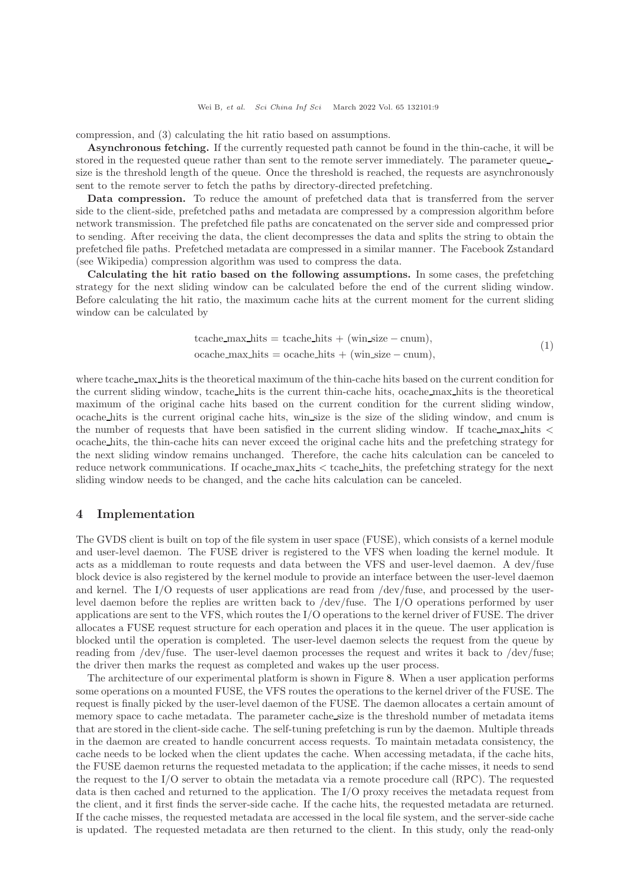compression, and (3) calculating the hit ratio based on assumptions.

**Asynchronous fetching.** If the currently requested path cannot be found in the thin-cache, it will be stored in the requested queue rather than sent to the remote server immediately. The parameter queue_size is the threshold length of the queue. Once the threshold is reached, the requests are asynchronously sent to the remote server to fetch the paths by directory-directed prefetching.

**Data compression.** To reduce the amount of prefetched data that is transferred from the server side to the client-side, prefetched paths and metadata are compressed by a compression algorithm before network transmission. The prefetched file paths are concatenated on the server side and compressed prior to sending. After receiving the data, the client decompresses the data and splits the string to obtain the prefetched file paths. Prefetched metadata are compressed in a similar manner. The Facebook Zstandard (see Wikipedia) compression algorithm was used to compress the data.

**Calculating the hit ratio based on the following assumptions.** In some cases, the prefetching strategy for the next sliding window can be calculated before the end of the current sliding window. Before calculating the hit ratio, the maximum cache hits at the current moment for the current sliding window can be calculated by

$$
\begin{aligned}
\text{tcache\_max\_hits} &= \text{tcache\_hits} + (\text{win\_size} - \text{cnum}),\\
\text{ocache\_max\_hits} &= \text{ocache\_hits} + (\text{win\_size} - \text{cnum}),
\end{aligned}
\tag{1}
$$

where tcache_max_hits is the theoretical maximum of the thin-cache hits based on the current condition for the current sliding window, tcache_hits is the current thin-cache hits, ocache_max_hits is the theoretical maximum of the original cache hits based on the current condition for the current sliding window, ocache_hits is the current original cache hits, win_size is the size of the sliding window, and cnum is the number of requests that have been satisfied in the current sliding window. If tcache_max_hits < ocache_hits, the thin-cache hits can never exceed the original cache hits and the prefetching strategy for the next sliding window remains unchanged. Therefore, the cache hits calculation can be canceled to reduce network communications. If ocache_max_hits < tcache_hits, the prefetching strategy for the next sliding window needs to be changed, and the cache hits calculation can be canceled.

## 4 Implementation

The GVDS client is built on top of the file system in user space (FUSE), which consists of a kernel module and user-level daemon. The FUSE driver is registered to the VFS when loading the kernel module. It acts as a middleman to route requests and data between the VFS and user-level daemon. A dev/fuse block device is also registered by the kernel module to provide an interface between the user-level daemon and kernel. The I/O requests of user applications are read from /dev/fuse, and processed by the user-level daemon before the replies are written back to /dev/fuse. The I/O operations performed by user applications are sent to the VFS, which routes the I/O operations to the kernel driver of FUSE. The driver allocates a FUSE request structure for each operation and places it in the queue. The user application is blocked until the operation is completed. The user-level daemon selects the request from the queue by reading from /dev/fuse. The user-level daemon processes the request and writes it back to /dev/fuse; the driver then marks the request as completed and wakes up the user process.

The architecture of our experimental platform is shown in Figure 8. When a user application performs some operations on a mounted FUSE, the VFS routes the operations to the kernel driver of the FUSE. The request is finally picked by the user-level daemon of the FUSE. The daemon allocates a certain amount of memory space to cache metadata. The parameter cache_size is the threshold number of metadata items that are stored in the client-side cache. The self-tuning prefetching is run by the daemon. Multiple threads in the daemon are created to handle concurrent access requests. To maintain metadata consistency, the cache needs to be locked when the client updates the cache. When accessing metadata, if the cache hits, the FUSE daemon returns the requested metadata to the application; if the cache misses, it needs to send the request to the I/O server to obtain the metadata via a remote procedure call (RPC). The requested data is then cached and returned to the application. The I/O proxy receives the metadata request from the client, and it first finds the server-side cache. If the cache hits, the requested metadata are returned. If the cache misses, the requested metadata are accessed in the local file system, and the server-side cache is updated. The requested metadata are then returned to the client. In this study, only the read-only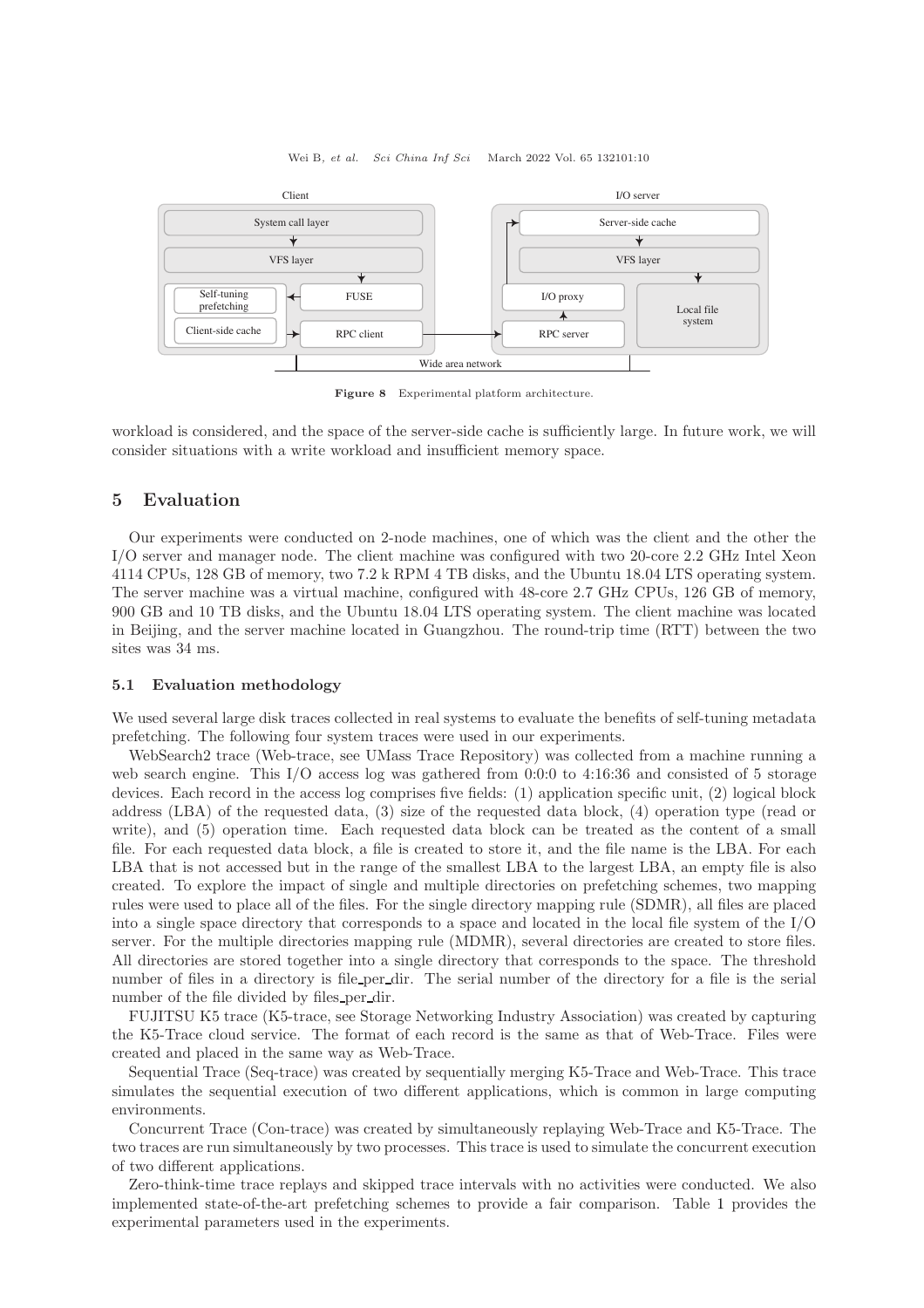Figure 8 Experimental platform architecture.

workload is considered, and the space of the server-side cache is sufficiently large. In future work, we will consider situations with a write workload and insufficient memory space.

## 5 Evaluation

Our experiments were conducted on 2-node machines, one of which was the client and the other the I/O server and manager node. The client machine was configured with two 20-core 2.2 GHz Intel Xeon 4114 CPUs, 128 GB of memory, two 7.2 k RPM 4 TB disks, and the Ubuntu 18.04 LTS operating system. The server machine was a virtual machine, configured with 48-core 2.7 GHz CPUs, 126 GB of memory, 900 GB and 10 TB disks, and the Ubuntu 18.04 LTS operating system. The client machine was located in Beijing, and the server machine located in Guangzhou. The round-trip time (RTT) between the two sites was 34 ms.

### 5.1 Evaluation methodology

We used several large disk traces collected in real systems to evaluate the benefits of self-tuning metadata prefetching. The following four system traces were used in our experiments.

WebSearch2 trace (Web-trace, see UMass Trace Repository) was collected from a machine running a web search engine. This I/O access log was gathered from 0:0:0 to 4:16:36 and consisted of 5 storage devices. Each record in the access log comprises five fields: (1) application specific unit, (2) logical block address (LBA) of the requested data, (3) size of the requested data block, (4) operation type (read or write), and (5) operation time. Each requested data block can be treated as the content of a small file. For each requested data block, a file is created to store it, and the file name is the LBA. For each LBA that is not accessed but in the range of the smallest LBA to the largest LBA, an empty file is also created. To explore the impact of single and multiple directories on prefetching schemes, two mapping rules were used to place all of the files. For the single directory mapping rule (SDMR), all files are placed into a single space directory that corresponds to a space and located in the local file system of the I/O server. For the multiple directories mapping rule (MDMR), several directories are created to store files. All directories are stored together into a single directory that corresponds to the space. The threshold number of files in a directory is file_per_dir. The serial number of the directory for a file is the serial number of the file divided by files_per_dir.

FUJITSU K5 trace (K5-trace, see Storage Networking Industry Association) was created by capturing the K5-Trace cloud service. The format of each record is the same as that of Web-Trace. Files were created and placed in the same way as Web-Trace.

Sequential Trace (Seq-trace) was created by sequentially merging K5-Trace and Web-Trace. This trace simulates the sequential execution of two different applications, which is common in large computing environments.

Concurrent Trace (Con-trace) was created by simultaneously replaying Web-Trace and K5-Trace. The two traces are run simultaneously by two processes. This trace is used to simulate the concurrent execution of two different applications.

Zero-think-time trace replays and skipped trace intervals with no activities were conducted. We also implemented state-of-the-art prefetching schemes to provide a fair comparison. Table 1 provides the experimental parameters used in the experiments.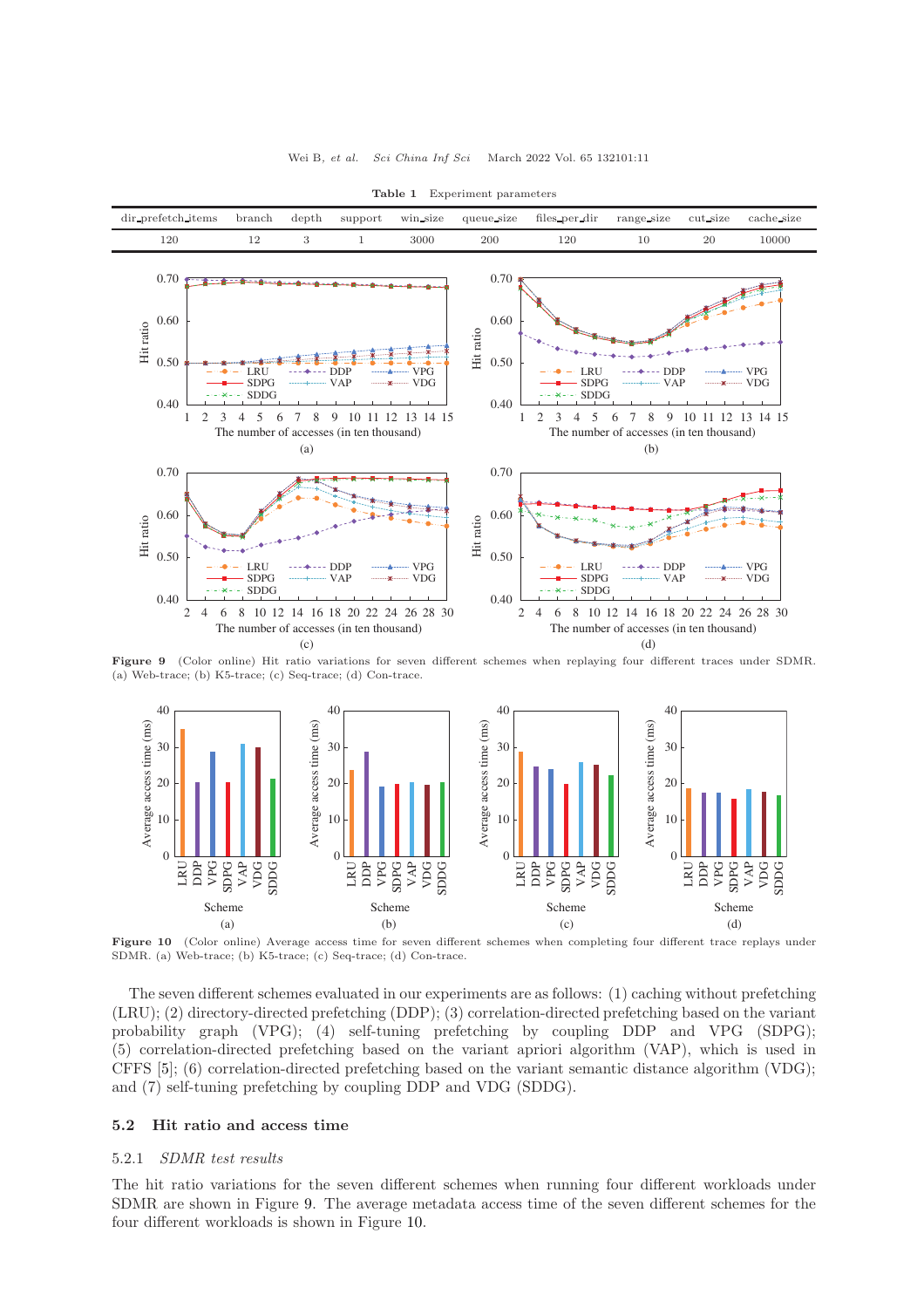**Table 1** Experiment parameters

| dir_prefetch_items | branch | depth | support | win_size | queue_size | files_per_dir | range_size | cut_size | cache_size |
|---|---|---|---|---|---|---|---|---|---|
| 120 | 12 | 3 | 1 | 3000 | 200 | 120 | 10 | 20 | 10000 |

**Figure 9** (Color online) Hit ratio variations for seven different schemes when replaying four different traces under SDMR. (a) Web-trace; (b) K5-trace; (c) Seq-trace; (d) Con-trace.

**Figure 10** (Color online) Average access time for seven different schemes when completing four different trace replays under SDMR. (a) Web-trace; (b) K5-trace; (c) Seq-trace; (d) Con-trace.

The seven different schemes evaluated in our experiments are as follows: (1) caching without prefetching (LRU); (2) directory-directed prefetching (DDP); (3) correlation-directed prefetching based on the variant probability graph (VPG); (4) self-tuning prefetching by coupling DDP and VPG (SDPG); (5) correlation-directed prefetching based on the variant apriori algorithm (VAP), which is used in CFFS [5]; (6) correlation-directed prefetching based on the variant semantic distance algorithm (VDG); and (7) self-tuning prefetching by coupling DDP and VDG (SDDG).

## 5.2 Hit ratio and access time

### 5.2.1 *SDMR test results*

The hit ratio variations for the seven different schemes when running four different workloads under SDMR are shown in Figure 9. The average metadata access time of the seven different schemes for the four different workloads is shown in Figure 10.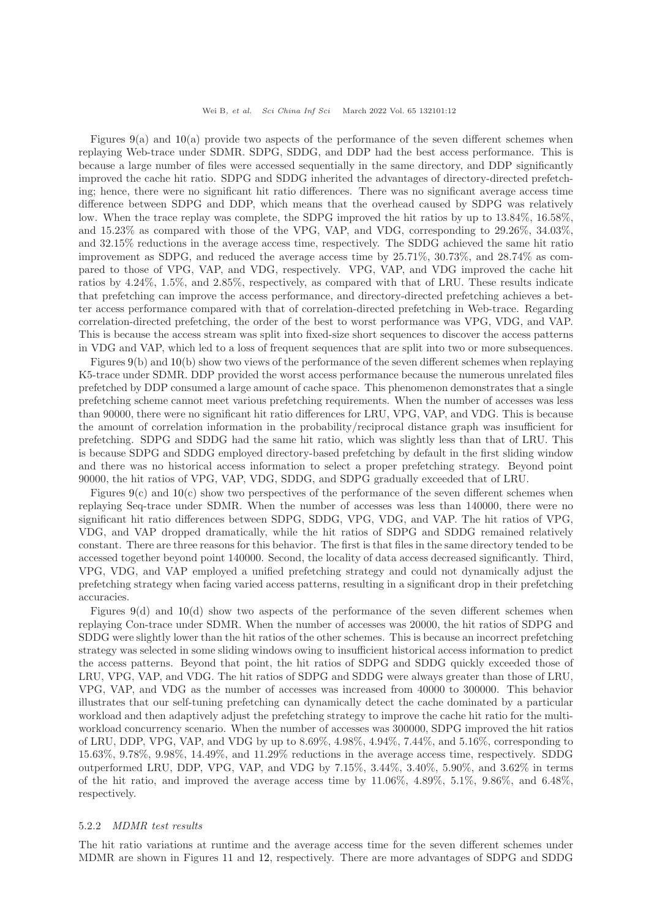Figures 9(a) and 10(a) provide two aspects of the performance of the seven different schemes when replaying Web-trace under SDMR. SDPG, SDDG, and DDP had the best access performance. This is because a large number of files were accessed sequentially in the same directory, and DDP significantly improved the cache hit ratio. SDPG and SDDG inherited the advantages of directory-directed prefetching; hence, there were no significant hit ratio differences. There was no significant average access time difference between SDPG and DDP, which means that the overhead caused by SDPG was relatively low. When the trace replay was complete, the SDPG improved the hit ratios by up to 13.84%, 16.58%, and 15.23% as compared with those of the VPG, VAP, and VDG, corresponding to 29.26%, 34.03%, and 32.15% reductions in the average access time, respectively. The SDDG achieved the same hit ratio improvement as SDPG, and reduced the average access time by 25.71%, 30.73%, and 28.74% as compared to those of VPG, VAP, and VDG, respectively. VPG, VAP, and VDG improved the cache hit ratios by 4.24%, 1.5%, and 2.85%, respectively, as compared with that of LRU. These results indicate that prefetching can improve the access performance, and directory-directed prefetching achieves a better access performance compared with that of correlation-directed prefetching in Web-trace. Regarding correlation-directed prefetching, the order of the best to worst performance was VPG, VDG, and VAP. This is because the access stream was split into fixed-size short sequences to discover the access patterns in VDG and VAP, which led to a loss of frequent sequences that are split into two or more subsequences.

Figures 9(b) and 10(b) show two views of the performance of the seven different schemes when replaying K5-trace under SDMR. DDP provided the worst access performance because the numerous unrelated files prefetched by DDP consumed a large amount of cache space. This phenomenon demonstrates that a single prefetching scheme cannot meet various prefetching requirements. When the number of accesses was less than 90000, there were no significant hit ratio differences for LRU, VPG, VAP, and VDG. This is because the amount of correlation information in the probability/reciprocal distance graph was insufficient for prefetching. SDPG and SDDG had the same hit ratio, which was slightly less than that of LRU. This is because SDPG and SDDG employed directory-based prefetching by default in the first sliding window and there was no historical access information to select a proper prefetching strategy. Beyond point 90000, the hit ratios of VPG, VAP, VDG, SDDG, and SDPG gradually exceeded that of LRU.

Figures 9(c) and 10(c) show two perspectives of the performance of the seven different schemes when replaying Seq-trace under SDMR. When the number of accesses was less than 140000, there were no significant hit ratio differences between SDPG, SDDG, VPG, VDG, and VAP. The hit ratios of VPG, VDG, and VAP dropped dramatically, while the hit ratios of SDPG and SDDG remained relatively constant. There are three reasons for this behavior. The first is that files in the same directory tended to be accessed together beyond point 140000. Second, the locality of data access decreased significantly. Third, VPG, VDG, and VAP employed a unified prefetching strategy and could not dynamically adjust the prefetching strategy when facing varied access patterns, resulting in a significant drop in their prefetching accuracies.

Figures 9(d) and 10(d) show two aspects of the performance of the seven different schemes when replaying Con-trace under SDMR. When the number of accesses was 20000, the hit ratios of SDPG and SDDG were slightly lower than the hit ratios of the other schemes. This is because an incorrect prefetching strategy was selected in some sliding windows owing to insufficient historical access information to predict the access patterns. Beyond that point, the hit ratios of SDPG and SDDG quickly exceeded those of LRU, VPG, VAP, and VDG. The hit ratios of SDPG and SDDG were always greater than those of LRU, VPG, VAP, and VDG as the number of accesses was increased from 40000 to 300000. This behavior illustrates that our self-tuning prefetching can dynamically detect the cache dominated by a particular workload and then adaptively adjust the prefetching strategy to improve the cache hit ratio for the multi-workload concurrency scenario. When the number of accesses was 300000, SDPG improved the hit ratios of LRU, DDP, VPG, VAP, and VDG by up to 8.69%, 4.98%, 4.94%, 7.44%, and 5.16%, corresponding to 15.63%, 9.78%, 9.98%, 14.49%, and 11.29% reductions in the average access time, respectively. SDDG outperformed LRU, DDP, VPG, VAP, and VDG by 7.15%, 3.44%, 3.40%, 5.90%, and 3.62% in terms of the hit ratio, and improved the average access time by 11.06%, 4.89%, 5.1%, 9.86%, and 6.48%, respectively.

#### 5.2.2 *MDMR test results*

The hit ratio variations at runtime and the average access time for the seven different schemes under MDMR are shown in Figures 11 and 12, respectively. There are more advantages of SDPG and SDDG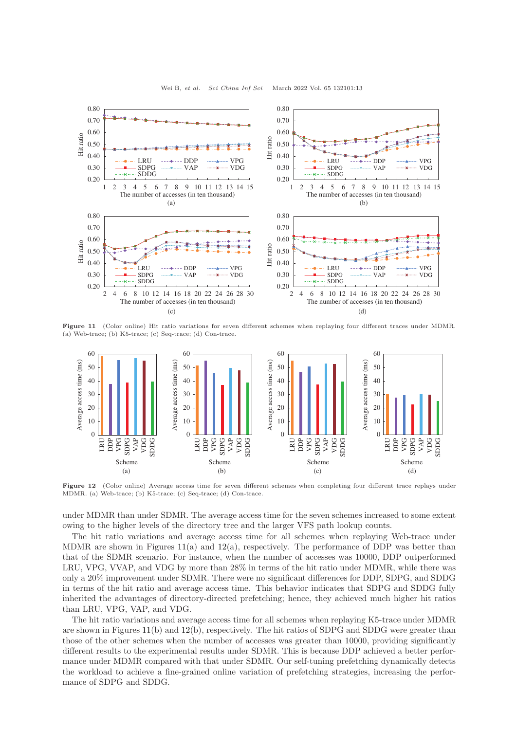Figure 11 (Color online) Hit ratio variations for seven different schemes when replaying four different traces under MDMR. (a) Web-trace; (b) K5-trace; (c) Seq-trace; (d) Con-trace.

Figure 12 (Color online) Average access time for seven different schemes when completing four different trace replays under MDMR. (a) Web-trace; (b) K5-trace; (c) Seq-trace; (d) Con-trace.

under MDMR than under SDMR. The average access time for the seven schemes increased to some extent owing to the higher levels of the directory tree and the larger VFS path lookup counts.

The hit ratio variations and average access time for all schemes when replaying Web-trace under MDMR are shown in Figures 11(a) and 12(a), respectively. The performance of DDP was better than that of the SDMR scenario. For instance, when the number of accesses was 10000, DDP outperformed LRU, VPG, VVAP, and VDG by more than 28% in terms of the hit ratio under MDMR, while there was only a 20% improvement under SDMR. There were no significant differences for DDP, SDPG, and SDDG in terms of the hit ratio and average access time. This behavior indicates that SDPG and SDDG fully inherited the advantages of directory-directed prefetching; hence, they achieved much higher hit ratios than LRU, VPG, VAP, and VDG.

The hit ratio variations and average access time for all schemes when replaying K5-trace under MDMR are shown in Figures 11(b) and 12(b), respectively. The hit ratios of SDPG and SDDG were greater than those of the other schemes when the number of accesses was greater than 10000, providing significantly different results to the experimental results under SDMR. This is because DDP achieved a better performance under MDMR compared with that under SDMR. Our self-tuning prefetching dynamically detects the workload to achieve a fine-grained online variation of prefetching strategies, increasing the performance of SDPG and SDDG.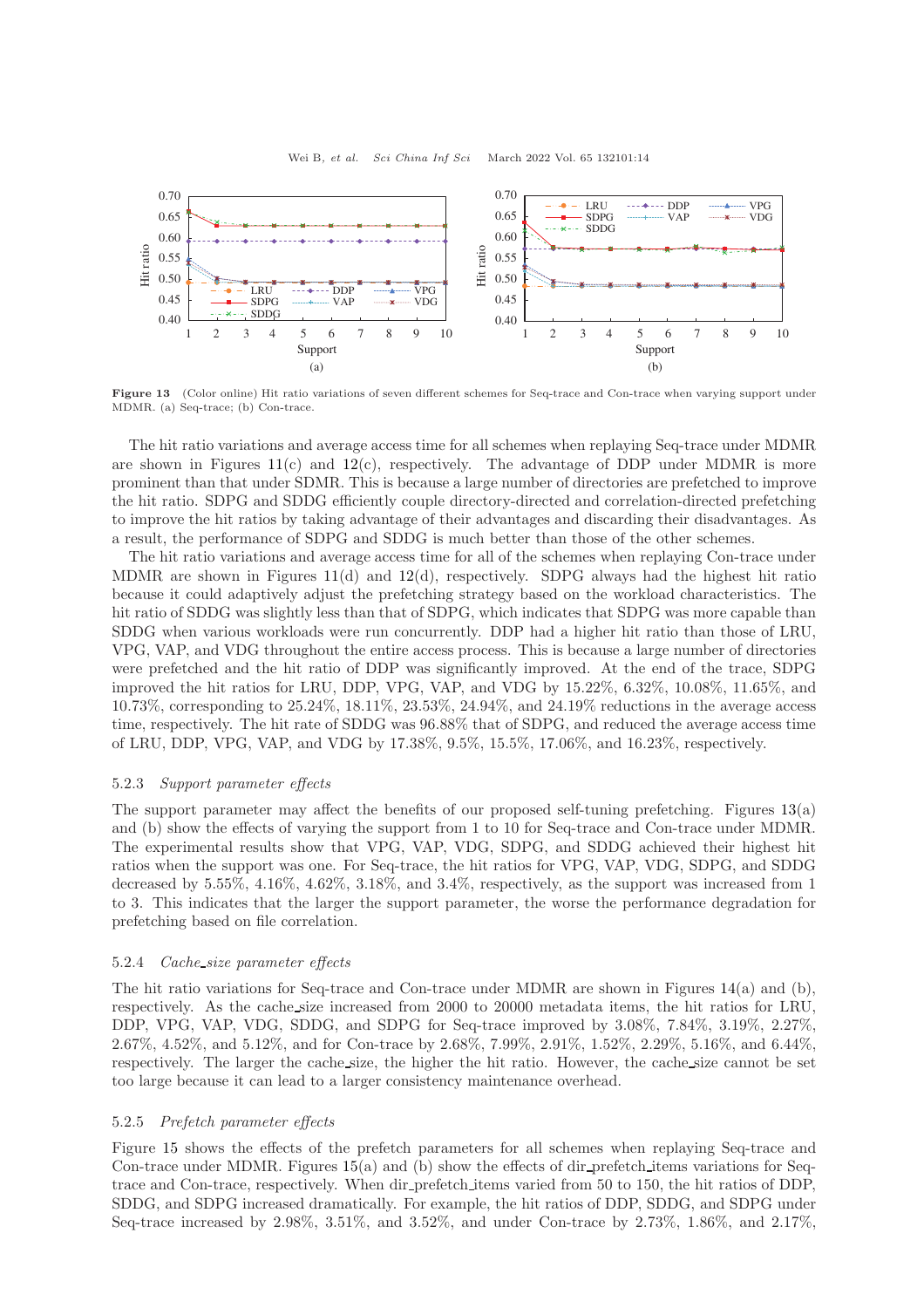Figure 13 (Color online) Hit ratio variations of seven different schemes for Seq-trace and Con-trace when varying support under MDMR. (a) Seq-trace; (b) Con-trace.

The hit ratio variations and average access time for all schemes when replaying Seq-trace under MDMR are shown in Figures 11(c) and 12(c), respectively. The advantage of DDP under MDMR is more prominent than that under SDMR. This is because a large number of directories are prefetched to improve the hit ratio. SDPG and SDDG efficiently couple directory-directed and correlation-directed prefetching to improve the hit ratios by taking advantage of their advantages and discarding their disadvantages. As a result, the performance of SDPG and SDDG is much better than those of the other schemes.

The hit ratio variations and average access time for all of the schemes when replaying Con-trace under MDMR are shown in Figures 11(d) and 12(d), respectively. SDPG always had the highest hit ratio because it could adaptively adjust the prefetching strategy based on the workload characteristics. The hit ratio of SDDG was slightly less than that of SDPG, which indicates that SDPG was more capable than SDDG when various workloads were run concurrently. DDP had a higher hit ratio than those of LRU, VPG, VAP, and VDG throughout the entire access process. This is because a large number of directories were prefetched and the hit ratio of DDP was significantly improved. At the end of the trace, SDPG improved the hit ratios for LRU, DDP, VPG, VAP, and VDG by 15.22%, 6.32%, 10.08%, 11.65%, and 10.73%, corresponding to 25.24%, 18.11%, 23.53%, 24.94%, and 24.19% reductions in the average access time, respectively. The hit rate of SDDG was 96.88% that of SDPG, and reduced the average access time of LRU, DDP, VPG, VAP, and VDG by 17.38%, 9.5%, 15.5%, 17.06%, and 16.23%, respectively.

### 5.2.3 *Support parameter effects*

The support parameter may affect the benefits of our proposed self-tuning prefetching. Figures 13(a) and (b) show the effects of varying the support from 1 to 10 for Seq-trace and Con-trace under MDMR. The experimental results show that VPG, VAP, VDG, SDPG, and SDDG achieved their highest hit ratios when the support was one. For Seq-trace, the hit ratios for VPG, VAP, VDG, SDPG, and SDDG decreased by 5.55%, 4.16%, 4.62%, 3.18%, and 3.4%, respectively, as the support was increased from 1 to 3. This indicates that the larger the support parameter, the worse the performance degradation for prefetching based on file correlation.

### 5.2.4 *Cache_size parameter effects*

The hit ratio variations for Seq-trace and Con-trace under MDMR are shown in Figures 14(a) and (b), respectively. As the cache_size increased from 2000 to 20000 metadata items, the hit ratios for LRU, DDP, VPG, VAP, VDG, SDDG, and SDPG for Seq-trace improved by 3.08%, 7.84%, 3.19%, 2.27%, 2.67%, 4.52%, and 5.12%, and for Con-trace by 2.68%, 7.99%, 2.91%, 1.52%, 2.29%, 5.16%, and 6.44%, respectively. The larger the cache_size, the higher the hit ratio. However, the cache_size cannot be set too large because it can lead to a larger consistency maintenance overhead.

### 5.2.5 *Prefetch parameter effects*

Figure 15 shows the effects of the prefetch parameters for all schemes when replaying Seq-trace and Con-trace under MDMR. Figures 15(a) and (b) show the effects of dir_prefetch_items variations for Seq-trace and Con-trace, respectively. When dir_prefetch_items varied from 50 to 150, the hit ratios of DDP, SDDG, and SDPG increased dramatically. For example, the hit ratios of DDP, SDDG, and SDPG under Seq-trace increased by 2.98%, 3.51%, and 3.52%, and under Con-trace by 2.73%, 1.86%, and 2.17%,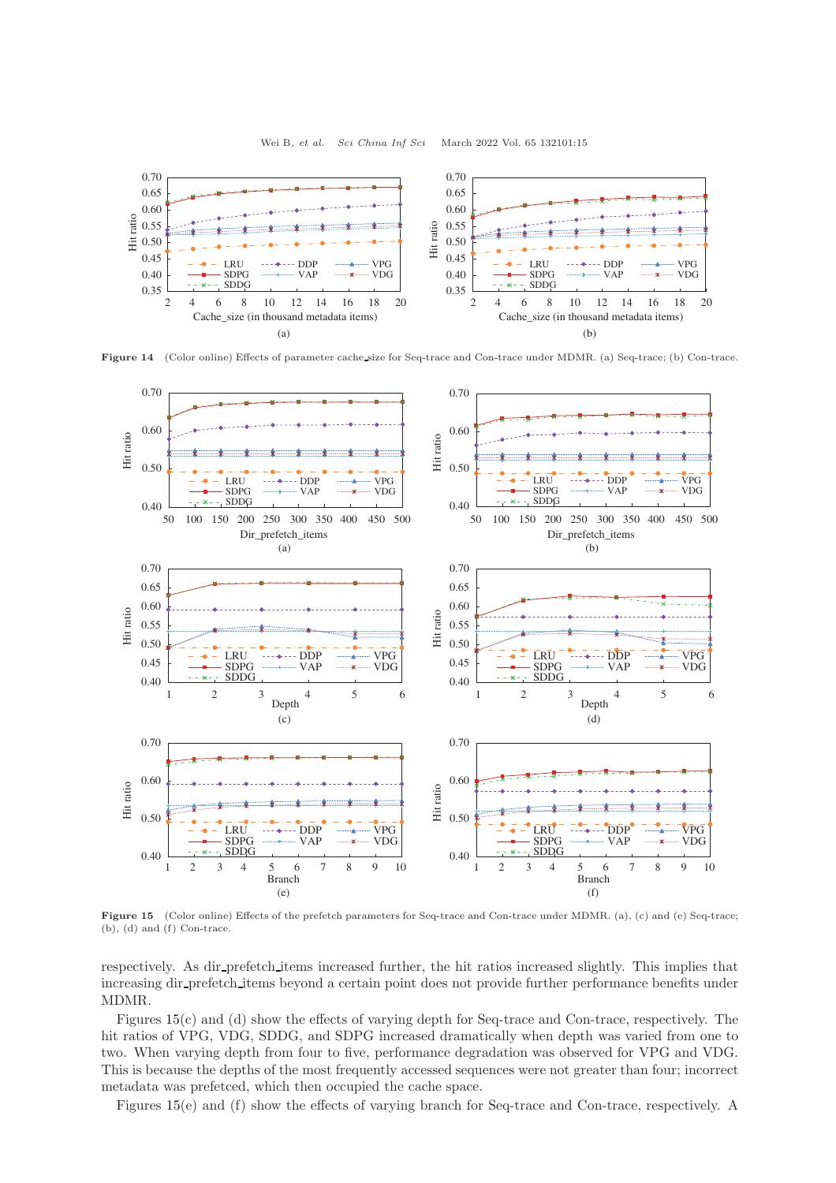Figure 14 (Color online) Effects of parameter cache_size for Seq-trace and Con-trace under MDMR. (a) Seq-trace; (b) Con-trace.

Figure 15 (Color online) Effects of the prefetch parameters for Seq-trace and Con-trace under MDMR. (a), (c) and (e) Seq-trace; (b), (d) and (f) Con-trace.

respectively. As dir_prefetch_items increased further, the hit ratios increased slightly. This implies that increasing dir_prefetch_items beyond a certain point does not provide further performance benefits under MDMR.

Figures 15(c) and (d) show the effects of varying depth for Seq-trace and Con-trace, respectively. The hit ratios of VPG, VDG, SDDG, and SDPG increased dramatically when depth was varied from one to two. When varying depth from four to five, performance degradation was observed for VPG and VDG. This is because the depths of the most frequently accessed sequences were not greater than four; incorrect metadata was prefetced, which then occupied the cache space.

Figures 15(e) and (f) show the effects of varying branch for Seq-trace and Con-trace, respectively. A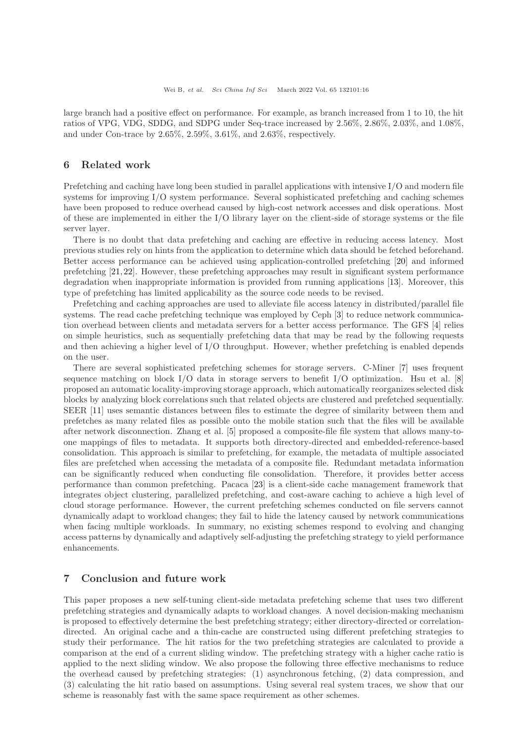large branch had a positive effect on performance. For example, as branch increased from 1 to 10, the hit ratios of VPG, VDG, SDDG, and SDPG under Seq-trace increased by 2.56%, 2.86%, 2.03%, and 1.08%, and under Con-trace by 2.65%, 2.59%, 3.61%, and 2.63%, respectively.

## 6 Related work

Prefetching and caching have long been studied in parallel applications with intensive I/O and modern file systems for improving I/O system performance. Several sophisticated prefetching and caching schemes have been proposed to reduce overhead caused by high-cost network accesses and disk operations. Most of these are implemented in either the I/O library layer on the client-side of storage systems or the file server layer.

There is no doubt that data prefetching and caching are effective in reducing access latency. Most previous studies rely on hints from the application to determine which data should be fetched beforehand. Better access performance can be achieved using application-controlled prefetching [20] and informed prefetching [21, 22]. However, these prefetching approaches may result in significant system performance degradation when inappropriate information is provided from running applications [13]. Moreover, this type of prefetching has limited applicability as the source code needs to be revised.

Prefetching and caching approaches are used to alleviate file access latency in distributed/parallel file systems. The read cache prefetching technique was employed by Ceph [3] to reduce network communication overhead between clients and metadata servers for a better access performance. The GFS [4] relies on simple heuristics, such as sequentially prefetching data that may be read by the following requests and then achieving a higher level of I/O throughput. However, whether prefetching is enabled depends on the user.

There are several sophisticated prefetching schemes for storage servers. C-Miner [7] uses frequent sequence matching on block I/O data in storage servers to benefit I/O optimization. Hsu et al. [8] proposed an automatic locality-improving storage approach, which automatically reorganizes selected disk blocks by analyzing block correlations such that related objects are clustered and prefetched sequentially. SEER [11] uses semantic distances between files to estimate the degree of similarity between them and prefetches as many related files as possible onto the mobile station such that the files will be available after network disconnection. Zhang et al. [5] proposed a composite-file file system that allows many-to-one mappings of files to metadata. It supports both directory-directed and embedded-reference-based consolidation. This approach is similar to prefetching, for example, the metadata of multiple associated files are prefetched when accessing the metadata of a composite file. Redundant metadata information can be significantly reduced when conducting file consolidation. Therefore, it provides better access performance than common prefetching. Pacaca [23] is a client-side cache management framework that integrates object clustering, parallelized prefetching, and cost-aware caching to achieve a high level of cloud storage performance. However, the current prefetching schemes conducted on file servers cannot dynamically adapt to workload changes; they fail to hide the latency caused by network communications when facing multiple workloads. In summary, no existing schemes respond to evolving and changing access patterns by dynamically and adaptively self-adjusting the prefetching strategy to yield performance enhancements.

## 7 Conclusion and future work

This paper proposes a new self-tuning client-side metadata prefetching scheme that uses two different prefetching strategies and dynamically adapts to workload changes. A novel decision-making mechanism is proposed to effectively determine the best prefetching strategy; either directory-directed or correlation-directed. An original cache and a thin-cache are constructed using different prefetching strategies to study their performance. The hit ratios for the two prefetching strategies are calculated to provide a comparison at the end of a current sliding window. The prefetching strategy with a higher cache ratio is applied to the next sliding window. We also propose the following three effective mechanisms to reduce the overhead caused by prefetching strategies: (1) asynchronous fetching, (2) data compression, and (3) calculating the hit ratio based on assumptions. Using several real system traces, we show that our scheme is reasonably fast with the same space requirement as other schemes.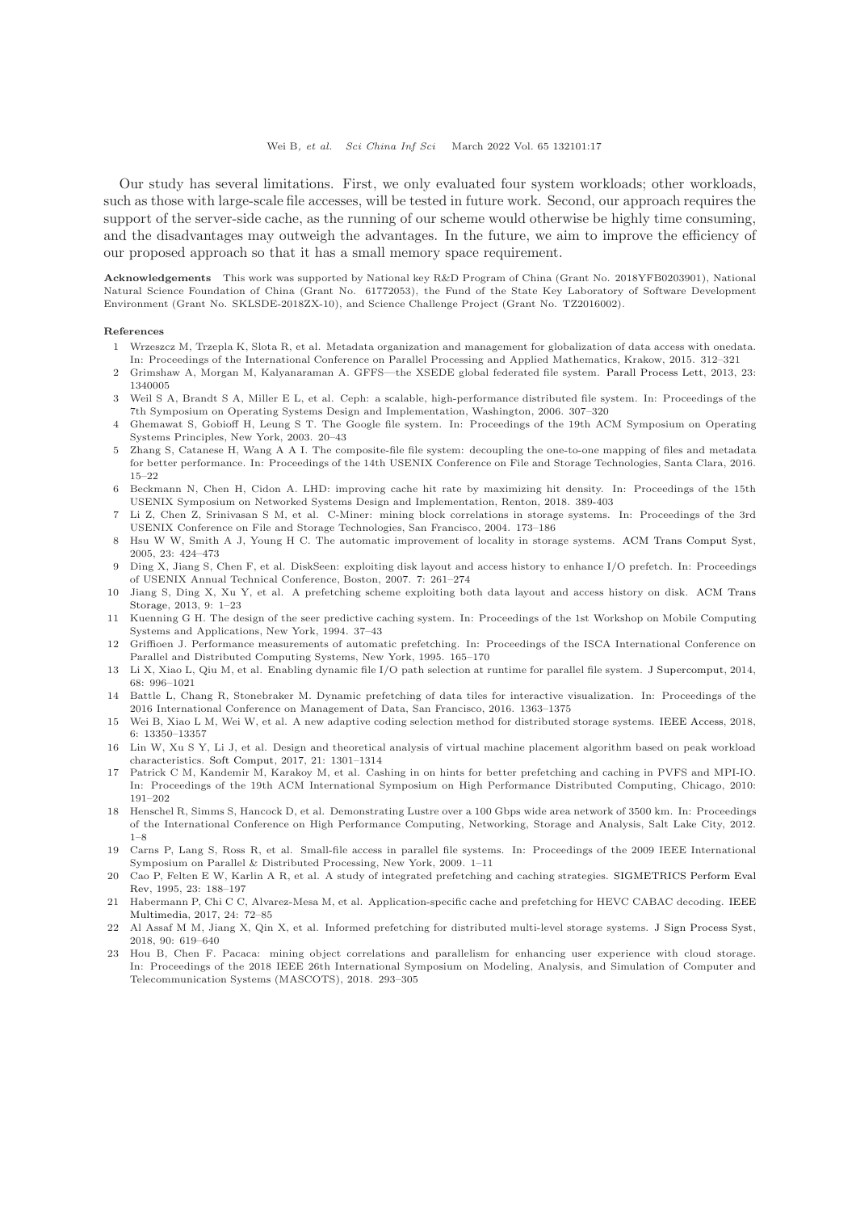Our study has several limitations. First, we only evaluated four system workloads; other workloads, such as those with large-scale file accesses, will be tested in future work. Second, our approach requires the support of the server-side cache, as the running of our scheme would otherwise be highly time consuming, and the disadvantages may outweigh the advantages. In the future, we aim to improve the efficiency of our proposed approach so that it has a small memory space requirement.

**Acknowledgements** This work was supported by National key R&D Program of China (Grant No. 2018YFB0203901), National Natural Science Foundation of China (Grant No. 61772053), the Fund of the State Key Laboratory of Software Development Environment (Grant No. SKLSDE-2018ZX-10), and Science Challenge Project (Grant No. TZ2016002).

**References**

1. Wrzeszcz M, Trzepla K, Slota R, et al. Metadata organization and management for globalization of data access with onedata. In: Proceedings of the International Conference on Parallel Processing and Applied Mathematics, Krakow, 2015. 312–321
2. Grimshaw A, Morgan M, Kalyanaraman A. GFFS—the XSEDE global federated file system. Parall Process Lett, 2013, 23: 1340005
3. Weil S A, Brandt S A, Miller E L, et al. Ceph: a scalable, high-performance distributed file system. In: Proceedings of the 7th Symposium on Operating Systems Design and Implementation, Washington, 2006. 307–320
4. Ghemawat S, Gobioff H, Leung S T. The Google file system. In: Proceedings of the 19th ACM Symposium on Operating Systems Principles, New York, 2003. 20–43
5. Zhang S, Catanese H, Wang A A I. The composite-file file system: decoupling the one-to-one mapping of files and metadata for better performance. In: Proceedings of the 14th USENIX Conference on File and Storage Technologies, Santa Clara, 2016. 15–22
6. Beckmann N, Chen H, Cidon A. LHD: improving cache hit rate by maximizing hit density. In: Proceedings of the 15th USENIX Symposium on Networked Systems Design and Implementation, Renton, 2018. 389-403
7. Li Z, Chen Z, Srinivasan S M, et al. C-Miner: mining block correlations in storage systems. In: Proceedings of the 3rd USENIX Conference on File and Storage Technologies, San Francisco, 2004. 173–186
8. Hsu W W, Smith A J, Young H C. The automatic improvement of locality in storage systems. ACM Trans Comput Syst, 2005, 23: 424–473
9. Ding X, Jiang S, Chen F, et al. DiskSeen: exploiting disk layout and access history to enhance I/O prefetch. In: Proceedings of USENIX Annual Technical Conference, Boston, 2007. 7: 261–274
10. Jiang S, Ding X, Xu Y, et al. A prefetching scheme exploiting both data layout and access history on disk. ACM Trans Storage, 2013, 9: 1–23
11. Kuenning G H. The design of the seer predictive caching system. In: Proceedings of the 1st Workshop on Mobile Computing Systems and Applications, New York, 1994. 37–43
12. Griffioen J. Performance measurements of automatic prefetching. In: Proceedings of the ISCA International Conference on Parallel and Distributed Computing Systems, New York, 1995. 165–170
13. Li X, Xiao L, Qiu M, et al. Enabling dynamic file I/O path selection at runtime for parallel file system. J Supercomput, 2014, 68: 996–1021
14. Battle L, Chang R, Stonebraker M. Dynamic prefetching of data tiles for interactive visualization. In: Proceedings of the 2016 International Conference on Management of Data, San Francisco, 2016. 1363–1375
15. Wei B, Xiao L M, Wei W, et al. A new adaptive coding selection method for distributed storage systems. IEEE Access, 2018, 6: 13350–13357
16. Lin W, Xu S Y, Li J, et al. Design and theoretical analysis of virtual machine placement algorithm based on peak workload characteristics. Soft Comput, 2017, 21: 1301–1314
17. Patrick C M, Kandemir M, Karakoy M, et al. Cashing in on hints for better prefetching and caching in PVFS and MPI-IO. In: Proceedings of the 19th ACM International Symposium on High Performance Distributed Computing, Chicago, 2010: 191–202
18. Henschel R, Simms S, Hancock D, et al. Demonstrating Lustre over a 100 Gbps wide area network of 3500 km. In: Proceedings of the International Conference on High Performance Computing, Networking, Storage and Analysis, Salt Lake City, 2012. 1–8
19. Carns P, Lang S, Ross R, et al. Small-file access in parallel file systems. In: Proceedings of the 2009 IEEE International Symposium on Parallel & Distributed Processing, New York, 2009. 1–11
20. Cao P, Felten E W, Karlin A R, et al. A study of integrated prefetching and caching strategies. SIGMETRICS Perform Eval Rev, 1995, 23: 188–197
21. Habermann P, Chi C C, Alvarez-Mesa M, et al. Application-specific cache and prefetching for HEVC CABAC decoding. IEEE Multimedia, 2017, 24: 72–85
22. Al Assaf M M, Jiang X, Qin X, et al. Informed prefetching for distributed multi-level storage systems. J Sign Process Syst, 2018, 90: 619–640
23. Hou B, Chen F. Pacaca: mining object correlations and parallelism for enhancing user experience with cloud storage. In: Proceedings of the 2018 IEEE 26th International Symposium on Modeling, Analysis, and Simulation of Computer and Telecommunication Systems (MASCOTS), 2018. 293–305